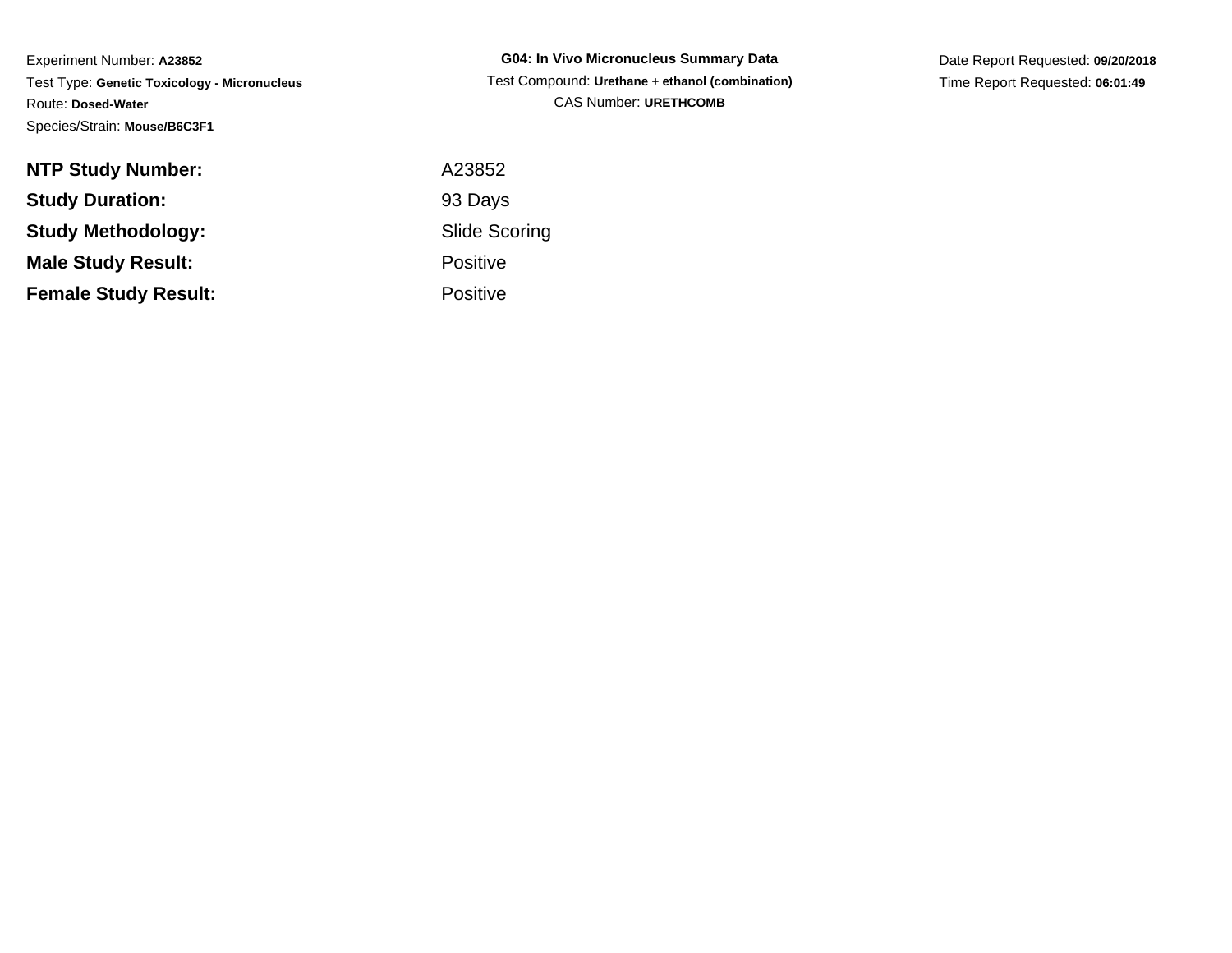Experiment Number: **A23852**
Test Type: **Genetic Toxicology - Micronucleus**
Route: **Dosed-Water**
Species/Strain: **Mouse/B6C3F1**

**G04: In Vivo Micronucleus Summary Data**
Test Compound: **Urethane + ethanol (combination)**
CAS Number: **URETHCOMB**

Date Report Requested: **09/20/2018**
Time Report Requested: **06:01:49**

| | |
|---|---|
| **NTP Study Number:** | A23852 |
| **Study Duration:** | 93 Days |
| **Study Methodology:** | Slide Scoring |
| **Male Study Result:** | Positive |
| **Female Study Result:** | Positive |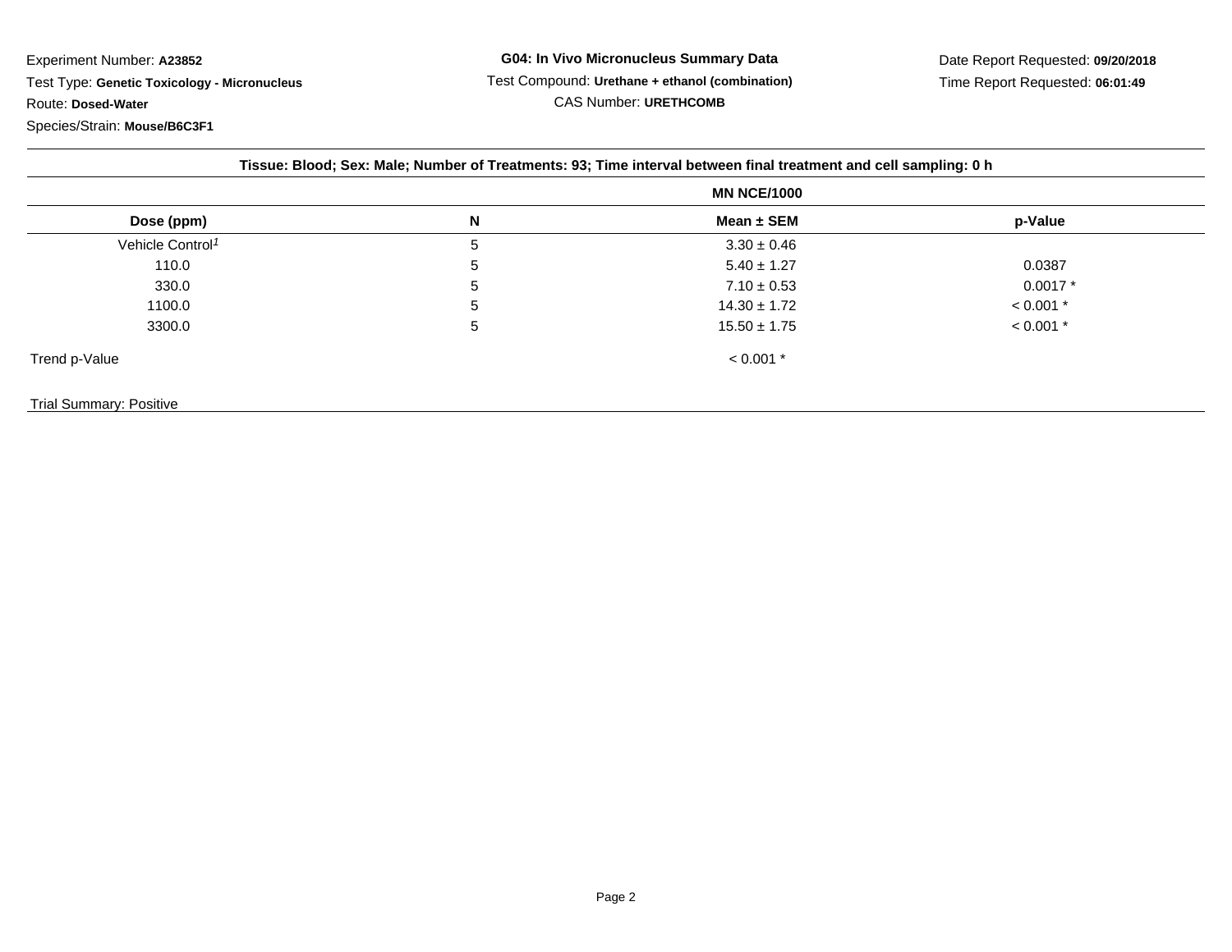Experiment Number: **A23852**

Test Type: **Genetic Toxicology - Micronucleus**

Route: **Dosed-Water**

Species/Strain: **Mouse/B6C3F1**

**G04: In Vivo Micronucleus Summary Data**

Test Compound: **Urethane + ethanol (combination)**

CAS Number: **URETHCOMB**

Date Report Requested: **09/20/2018**

Time Report Requested: **06:01:49**

**Tissue: Blood; Sex: Male; Number of Treatments: 93; Time interval between final treatment and cell sampling: 0 h**

| | | MN NCE/1000 | |
|---|---|---|---|
| **Dose (ppm)** | **N** | **Mean ± SEM** | **p-Value** |
| Vehicle Control[1] | 5 | 3.30 ± 0.46 | |
| 110.0 | 5 | 5.40 ± 1.27 | 0.0387 |
| 330.0 | 5 | 7.10 ± 0.53 | 0.0017 * |
| 1100.0 | 5 | 14.30 ± 1.72 | < 0.001 * |
| 3300.0 | 5 | 15.50 ± 1.75 | < 0.001 * |
| Trend p-Value | | < 0.001 * | |

Trial Summary: Positive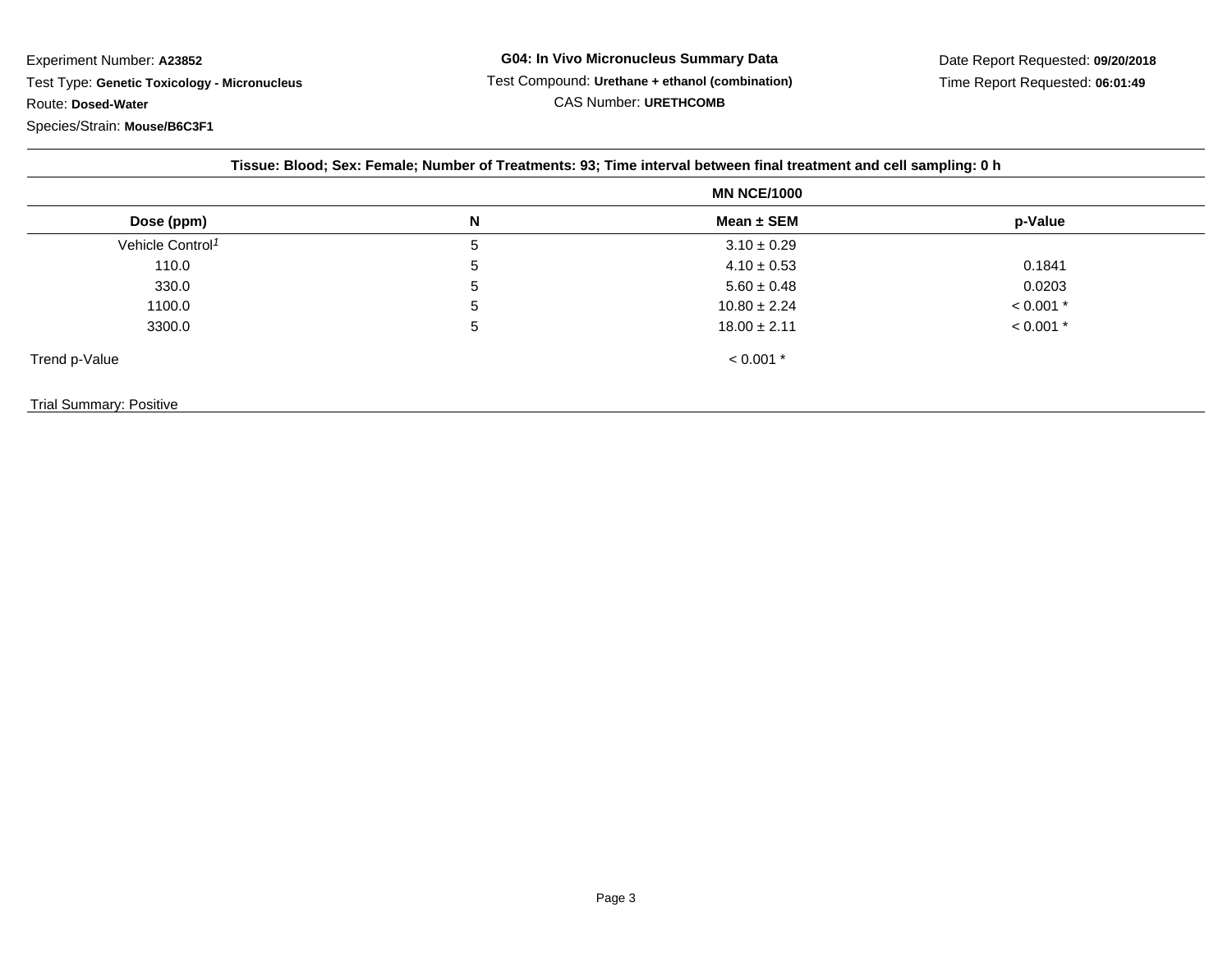Experiment Number: **A23852**

Test Type: **Genetic Toxicology - Micronucleus**

Route: **Dosed-Water**

Species/Strain: **Mouse/B6C3F1**

**G04: In Vivo Micronucleus Summary Data**

Test Compound: **Urethane + ethanol (combination)**

CAS Number: **URETHCOMB**

Date Report Requested: **09/20/2018**

Time Report Requested: **06:01:49**

**Tissue: Blood; Sex: Female; Number of Treatments: 93; Time interval between final treatment and cell sampling: 0 h**

| | | MN NCE/1000 | |
|---|---|---|---|
| **Dose (ppm)** | **N** | **Mean ± SEM** | **p-Value** |
| Vehicle Control[1] | 5 | 3.10 ± 0.29 | |
| 110.0 | 5 | 4.10 ± 0.53 | 0.1841 |
| 330.0 | 5 | 5.60 ± 0.48 | 0.0203 |
| 1100.0 | 5 | 10.80 ± 2.24 | < 0.001 * |
| 3300.0 | 5 | 18.00 ± 2.11 | < 0.001 * |
| Trend p-Value | | < 0.001 * | |

Trial Summary: Positive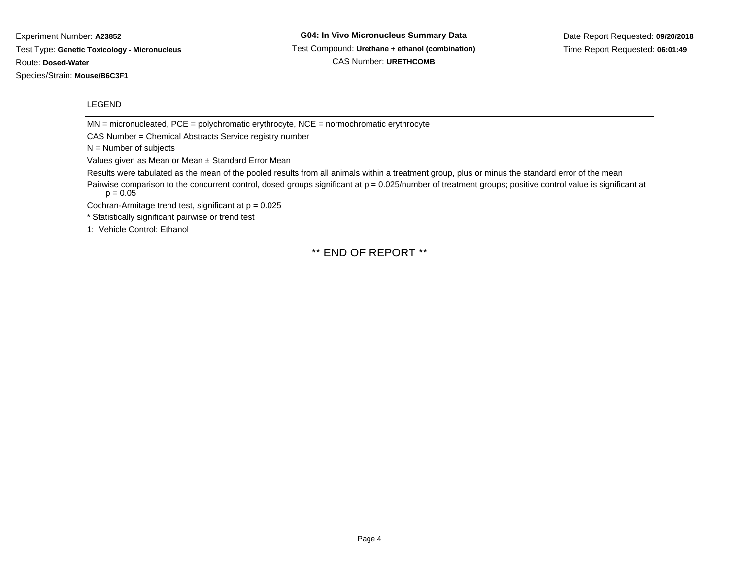Experiment Number: **A23852**

Test Type: **Genetic Toxicology - Micronucleus**

Route: **Dosed-Water**

Species/Strain: **Mouse/B6C3F1**

**G04: In Vivo Micronucleus Summary Data**

Test Compound: **Urethane + ethanol (combination)**

CAS Number: **URETHCOMB**

Date Report Requested: **09/20/2018**

Time Report Requested: **06:01:49**

LEGEND

MN = micronucleated, PCE = polychromatic erythrocyte, NCE = normochromatic erythrocyte

CAS Number = Chemical Abstracts Service registry number

N = Number of subjects

Values given as Mean or Mean ± Standard Error Mean

Results were tabulated as the mean of the pooled results from all animals within a treatment group, plus or minus the standard error of the mean

Pairwise comparison to the concurrent control, dosed groups significant at p = 0.025/number of treatment groups; positive control value is significant at p = 0.05

Cochran-Armitage trend test, significant at p = 0.025

* Statistically significant pairwise or trend test

1: Vehicle Control: Ethanol

** END OF REPORT **